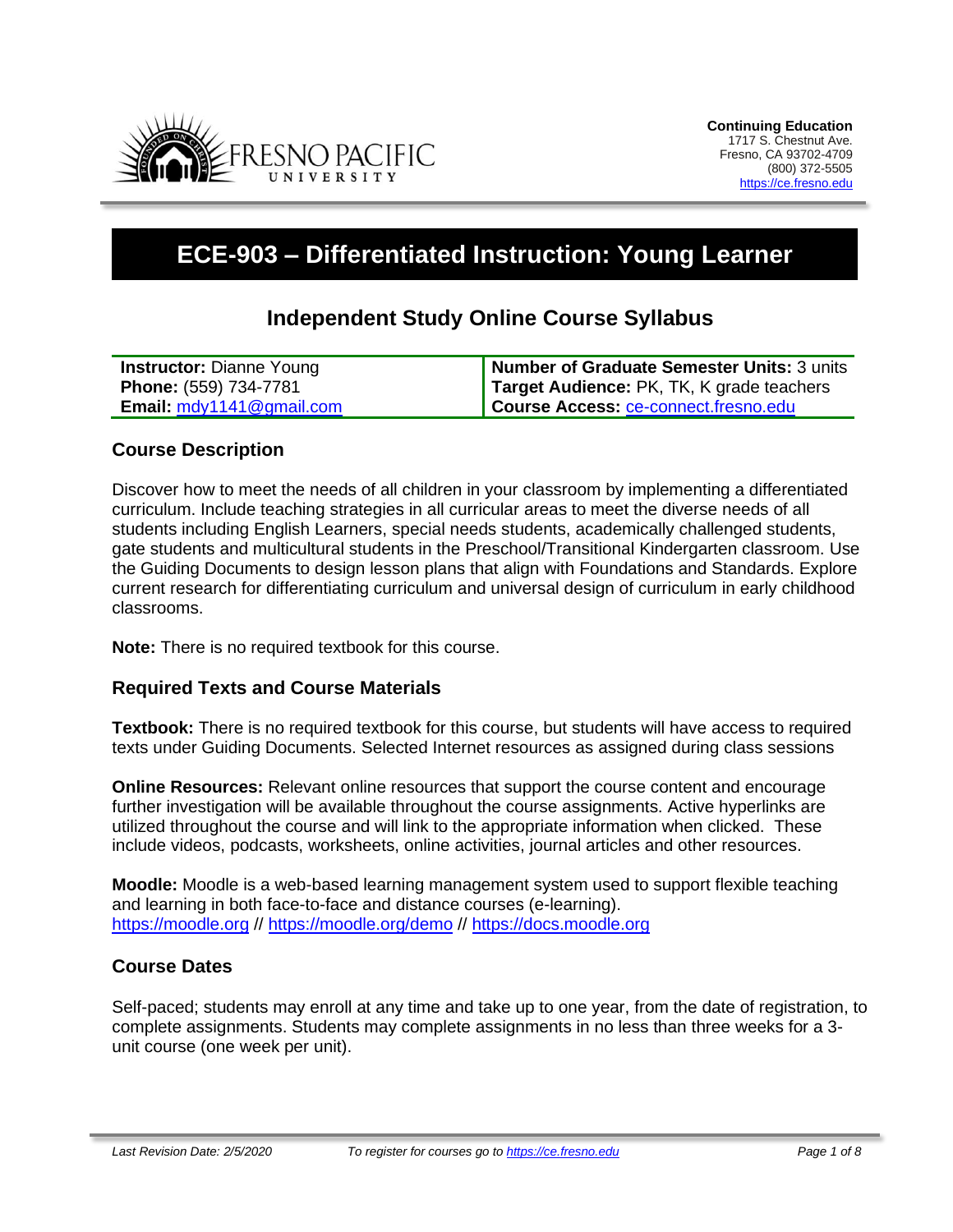**Continuing Education**
1717 S. Chestnut Ave.
Fresno, CA 93702-4709
(800) 372-5505
https://ce.fresno.edu

# ECE-903 – Differentiated Instruction: Young Learner

## Independent Study Online Course Syllabus

| | |
|---|---|
| **Instructor:** Dianne Young | **Number of Graduate Semester Units:** 3 units |
| **Phone:** (559) 734-7781 | **Target Audience:** PK, TK, K grade teachers |
| **Email:** mdy1141@gmail.com | **Course Access:** ce-connect.fresno.edu |

### Course Description

Discover how to meet the needs of all children in your classroom by implementing a differentiated curriculum. Include teaching strategies in all curricular areas to meet the diverse needs of all students including English Learners, special needs students, academically challenged students, gate students and multicultural students in the Preschool/Transitional Kindergarten classroom. Use the Guiding Documents to design lesson plans that align with Foundations and Standards. Explore current research for differentiating curriculum and universal design of curriculum in early childhood classrooms.

**Note:** There is no required textbook for this course.

### Required Texts and Course Materials

**Textbook:** There is no required textbook for this course, but students will have access to required texts under Guiding Documents. Selected Internet resources as assigned during class sessions

**Online Resources:** Relevant online resources that support the course content and encourage further investigation will be available throughout the course assignments. Active hyperlinks are utilized throughout the course and will link to the appropriate information when clicked. These include videos, podcasts, worksheets, online activities, journal articles and other resources.

**Moodle:** Moodle is a web-based learning management system used to support flexible teaching and learning in both face-to-face and distance courses (e-learning). https://moodle.org // https://moodle.org/demo // https://docs.moodle.org

### Course Dates

Self-paced; students may enroll at any time and take up to one year, from the date of registration, to complete assignments. Students may complete assignments in no less than three weeks for a 3-unit course (one week per unit).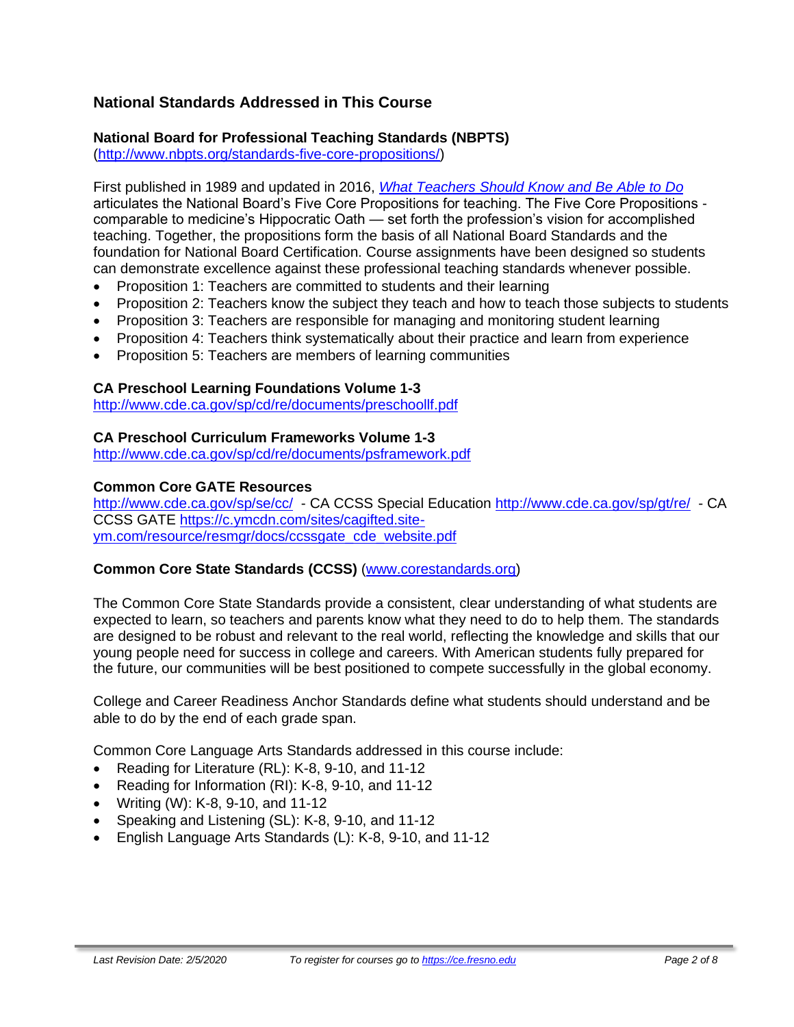## National Standards Addressed in This Course

### National Board for Professional Teaching Standards (NBPTS)

(http://www.nbpts.org/standards-five-core-propositions/)

First published in 1989 and updated in 2016, *What Teachers Should Know and Be Able to Do* articulates the National Board's Five Core Propositions for teaching. The Five Core Propositions - comparable to medicine's Hippocratic Oath — set forth the profession's vision for accomplished teaching. Together, the propositions form the basis of all National Board Standards and the foundation for National Board Certification. Course assignments have been designed so students can demonstrate excellence against these professional teaching standards whenever possible.

- Proposition 1: Teachers are committed to students and their learning
- Proposition 2: Teachers know the subject they teach and how to teach those subjects to students
- Proposition 3: Teachers are responsible for managing and monitoring student learning
- Proposition 4: Teachers think systematically about their practice and learn from experience
- Proposition 5: Teachers are members of learning communities

### CA Preschool Learning Foundations Volume 1-3

http://www.cde.ca.gov/sp/cd/re/documents/preschoollf.pdf

### CA Preschool Curriculum Frameworks Volume 1-3

http://www.cde.ca.gov/sp/cd/re/documents/psframework.pdf

### Common Core GATE Resources

http://www.cde.ca.gov/sp/se/cc/ - CA CCSS Special Education http://www.cde.ca.gov/sp/gt/re/ - CA CCSS GATE https://c.ymcdn.com/sites/cagifted.site-ym.com/resource/resmgr/docs/ccssgate_cde_website.pdf

### Common Core State Standards (CCSS) (www.corestandards.org)

The Common Core State Standards provide a consistent, clear understanding of what students are expected to learn, so teachers and parents know what they need to do to help them. The standards are designed to be robust and relevant to the real world, reflecting the knowledge and skills that our young people need for success in college and careers. With American students fully prepared for the future, our communities will be best positioned to compete successfully in the global economy.

College and Career Readiness Anchor Standards define what students should understand and be able to do by the end of each grade span.

Common Core Language Arts Standards addressed in this course include:

- Reading for Literature (RL): K-8, 9-10, and 11-12
- Reading for Information (RI): K-8, 9-10, and 11-12
- Writing (W): K-8, 9-10, and 11-12
- Speaking and Listening (SL): K-8, 9-10, and 11-12
- English Language Arts Standards (L): K-8, 9-10, and 11-12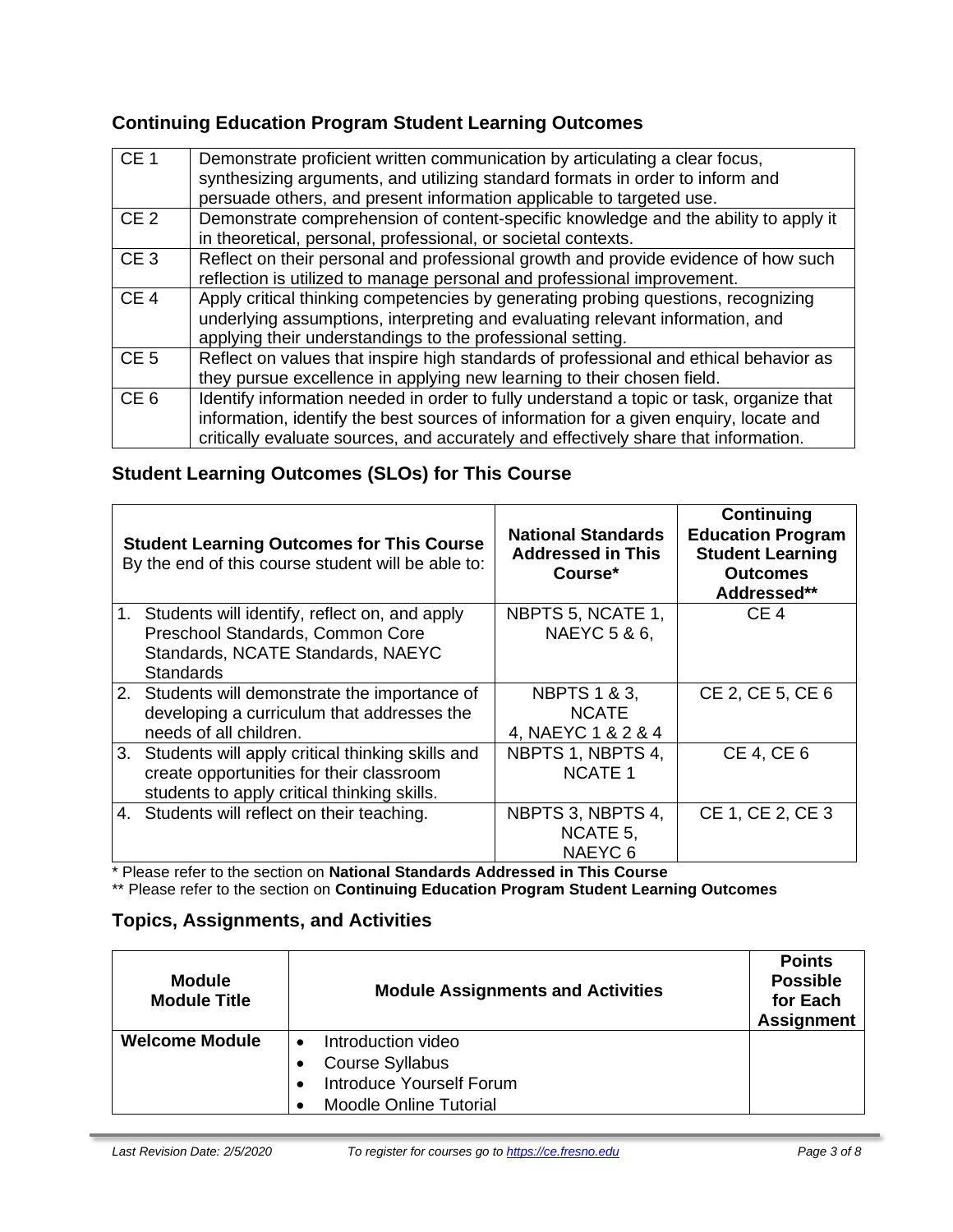## Continuing Education Program Student Learning Outcomes

| | |
|---|---|
| CE 1 | Demonstrate proficient written communication by articulating a clear focus, synthesizing arguments, and utilizing standard formats in order to inform and persuade others, and present information applicable to targeted use. |
| CE 2 | Demonstrate comprehension of content-specific knowledge and the ability to apply it in theoretical, personal, professional, or societal contexts. |
| CE 3 | Reflect on their personal and professional growth and provide evidence of how such reflection is utilized to manage personal and professional improvement. |
| CE 4 | Apply critical thinking competencies by generating probing questions, recognizing underlying assumptions, interpreting and evaluating relevant information, and applying their understandings to the professional setting. |
| CE 5 | Reflect on values that inspire high standards of professional and ethical behavior as they pursue excellence in applying new learning to their chosen field. |
| CE 6 | Identify information needed in order to fully understand a topic or task, organize that information, identify the best sources of information for a given enquiry, locate and critically evaluate sources, and accurately and effectively share that information. |

## Student Learning Outcomes (SLOs) for This Course

| **Student Learning Outcomes for This Course** By the end of this course student will be able to: | **National Standards Addressed in This Course*** | **Continuing Education Program Student Learning Outcomes Addressed**** |
|---|---|---|
| 1. Students will identify, reflect on, and apply Preschool Standards, Common Core Standards, NCATE Standards, NAEYC Standards | NBPTS 5, NCATE 1, NAEYC 5 & 6, | CE 4 |
| 2. Students will demonstrate the importance of developing a curriculum that addresses the needs of all children. | NBPTS 1 & 3, NCATE 4, NAEYC 1 & 2 & 4 | CE 2, CE 5, CE 6 |
| 3. Students will apply critical thinking skills and create opportunities for their classroom students to apply critical thinking skills. | NBPTS 1, NBPTS 4, NCATE 1 | CE 4, CE 6 |
| 4. Students will reflect on their teaching. | NBPTS 3, NBPTS 4, NCATE 5, NAEYC 6 | CE 1, CE 2, CE 3 |

\* Please refer to the section on **National Standards Addressed in This Course**

\*\* Please refer to the section on **Continuing Education Program Student Learning Outcomes**

## Topics, Assignments, and Activities

| **Module Module Title** | **Module Assignments and Activities** | **Points Possible for Each Assignment** |
|---|---|---|
| **Welcome Module** | • Introduction video<br>• Course Syllabus<br>• Introduce Yourself Forum<br>• Moodle Online Tutorial | |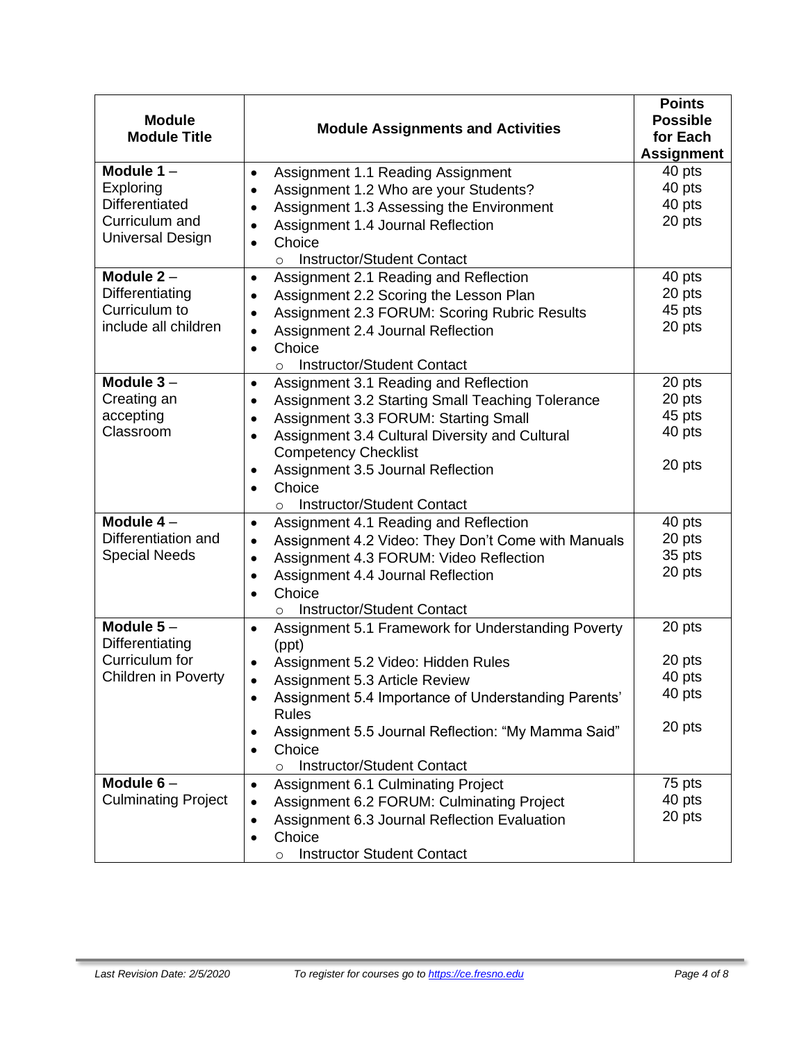| Module<br>Module Title | Module Assignments and Activities | Points Possible for Each Assignment |
|---|---|---|
| **Module 1** – Exploring Differentiated Curriculum and Universal Design | • Assignment 1.1 Reading Assignment<br>• Assignment 1.2 Who are your Students?<br>• Assignment 1.3 Assessing the Environment<br>• Assignment 1.4 Journal Reflection<br>• Choice<br>  ○ Instructor/Student Contact | 40 pts<br>40 pts<br>40 pts<br>20 pts |
| **Module 2** – Differentiating Curriculum to include all children | • Assignment 2.1 Reading and Reflection<br>• Assignment 2.2 Scoring the Lesson Plan<br>• Assignment 2.3 FORUM: Scoring Rubric Results<br>• Assignment 2.4 Journal Reflection<br>• Choice<br>  ○ Instructor/Student Contact | 40 pts<br>20 pts<br>45 pts<br>20 pts |
| **Module 3** – Creating an accepting Classroom | • Assignment 3.1 Reading and Reflection<br>• Assignment 3.2 Starting Small Teaching Tolerance<br>• Assignment 3.3 FORUM: Starting Small<br>• Assignment 3.4 Cultural Diversity and Cultural Competency Checklist<br>• Assignment 3.5 Journal Reflection<br>• Choice<br>  ○ Instructor/Student Contact | 20 pts<br>20 pts<br>45 pts<br>40 pts<br>20 pts |
| **Module 4** – Differentiation and Special Needs | • Assignment 4.1 Reading and Reflection<br>• Assignment 4.2 Video: They Don't Come with Manuals<br>• Assignment 4.3 FORUM: Video Reflection<br>• Assignment 4.4 Journal Reflection<br>• Choice<br>  ○ Instructor/Student Contact | 40 pts<br>20 pts<br>35 pts<br>20 pts |
| **Module 5** – Differentiating Curriculum for Children in Poverty | • Assignment 5.1 Framework for Understanding Poverty (ppt)<br>• Assignment 5.2 Video: Hidden Rules<br>• Assignment 5.3 Article Review<br>• Assignment 5.4 Importance of Understanding Parents' Rules<br>• Assignment 5.5 Journal Reflection: "My Mamma Said"<br>• Choice<br>  ○ Instructor/Student Contact | 20 pts<br>20 pts<br>40 pts<br>40 pts<br>20 pts |
| **Module 6** – Culminating Project | • Assignment 6.1 Culminating Project<br>• Assignment 6.2 FORUM: Culminating Project<br>• Assignment 6.3 Journal Reflection Evaluation<br>• Choice<br>  ○ Instructor Student Contact | 75 pts<br>40 pts<br>20 pts |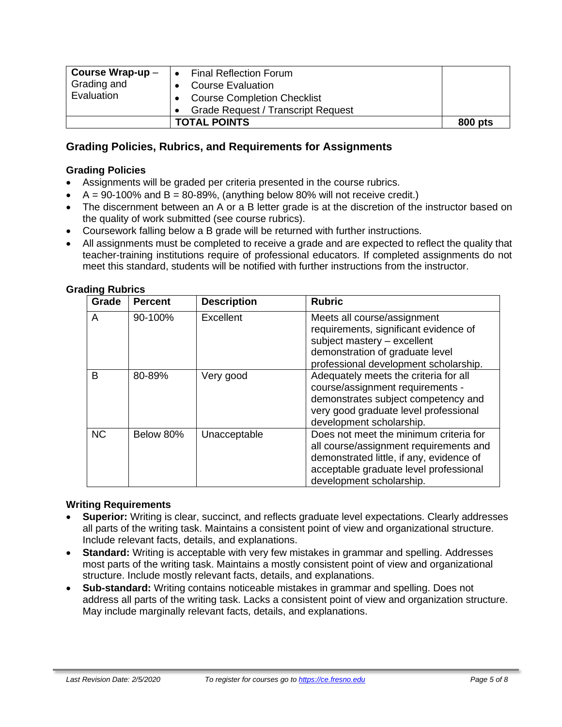| **Course Wrap-up** – Grading and Evaluation | • Final Reflection Forum<br>• Course Evaluation<br>• Course Completion Checklist<br>• Grade Request / Transcript Request | |
|---|---|---|
| | **TOTAL POINTS** | **800 pts** |

## Grading Policies, Rubrics, and Requirements for Assignments

### Grading Policies

- Assignments will be graded per criteria presented in the course rubrics.
- A = 90-100% and B = 80-89%, (anything below 80% will not receive credit.)
- The discernment between an A or a B letter grade is at the discretion of the instructor based on the quality of work submitted (see course rubrics).
- Coursework falling below a B grade will be returned with further instructions.
- All assignments must be completed to receive a grade and are expected to reflect the quality that teacher-training institutions require of professional educators. If completed assignments do not meet this standard, students will be notified with further instructions from the instructor.

### Grading Rubrics

| Grade | Percent | Description | Rubric |
|---|---|---|---|
| A | 90-100% | Excellent | Meets all course/assignment requirements, significant evidence of subject mastery – excellent demonstration of graduate level professional development scholarship. |
| B | 80-89% | Very good | Adequately meets the criteria for all course/assignment requirements - demonstrates subject competency and very good graduate level professional development scholarship. |
| NC | Below 80% | Unacceptable | Does not meet the minimum criteria for all course/assignment requirements and demonstrated little, if any, evidence of acceptable graduate level professional development scholarship. |

### Writing Requirements

- **Superior:** Writing is clear, succinct, and reflects graduate level expectations. Clearly addresses all parts of the writing task. Maintains a consistent point of view and organizational structure. Include relevant facts, details, and explanations.
- **Standard:** Writing is acceptable with very few mistakes in grammar and spelling. Addresses most parts of the writing task. Maintains a mostly consistent point of view and organizational structure. Include mostly relevant facts, details, and explanations.
- **Sub-standard:** Writing contains noticeable mistakes in grammar and spelling. Does not address all parts of the writing task. Lacks a consistent point of view and organization structure. May include marginally relevant facts, details, and explanations.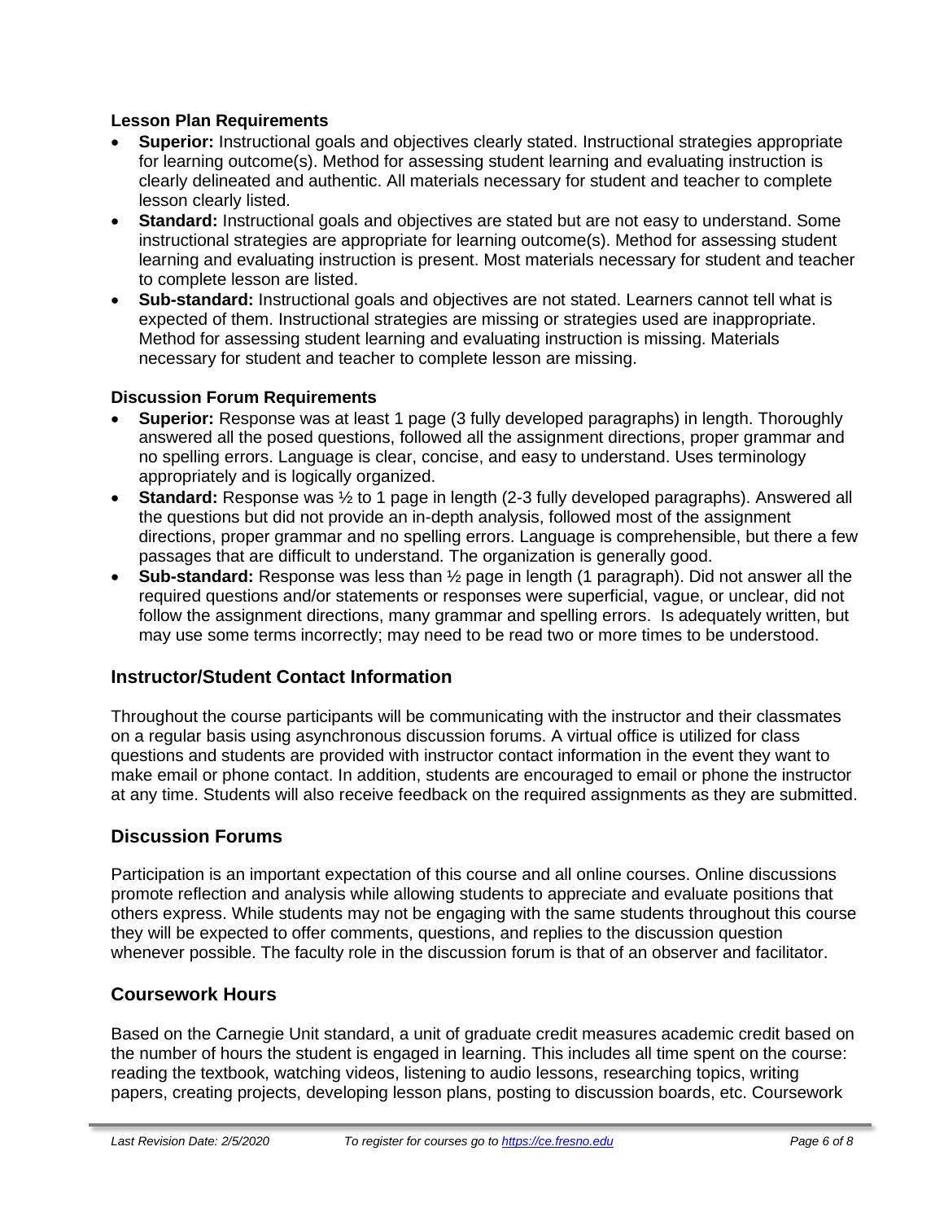**Lesson Plan Requirements**

- **Superior:** Instructional goals and objectives clearly stated. Instructional strategies appropriate for learning outcome(s). Method for assessing student learning and evaluating instruction is clearly delineated and authentic. All materials necessary for student and teacher to complete lesson clearly listed.
- **Standard:** Instructional goals and objectives are stated but are not easy to understand. Some instructional strategies are appropriate for learning outcome(s). Method for assessing student learning and evaluating instruction is present. Most materials necessary for student and teacher to complete lesson are listed.
- **Sub-standard:** Instructional goals and objectives are not stated. Learners cannot tell what is expected of them. Instructional strategies are missing or strategies used are inappropriate. Method for assessing student learning and evaluating instruction is missing. Materials necessary for student and teacher to complete lesson are missing.

**Discussion Forum Requirements**

- **Superior:** Response was at least 1 page (3 fully developed paragraphs) in length. Thoroughly answered all the posed questions, followed all the assignment directions, proper grammar and no spelling errors. Language is clear, concise, and easy to understand. Uses terminology appropriately and is logically organized.
- **Standard:** Response was ½ to 1 page in length (2-3 fully developed paragraphs). Answered all the questions but did not provide an in-depth analysis, followed most of the assignment directions, proper grammar and no spelling errors. Language is comprehensible, but there a few passages that are difficult to understand. The organization is generally good.
- **Sub-standard:** Response was less than ½ page in length (1 paragraph). Did not answer all the required questions and/or statements or responses were superficial, vague, or unclear, did not follow the assignment directions, many grammar and spelling errors. Is adequately written, but may use some terms incorrectly; may need to be read two or more times to be understood.

## Instructor/Student Contact Information

Throughout the course participants will be communicating with the instructor and their classmates on a regular basis using asynchronous discussion forums. A virtual office is utilized for class questions and students are provided with instructor contact information in the event they want to make email or phone contact. In addition, students are encouraged to email or phone the instructor at any time. Students will also receive feedback on the required assignments as they are submitted.

## Discussion Forums

Participation is an important expectation of this course and all online courses. Online discussions promote reflection and analysis while allowing students to appreciate and evaluate positions that others express. While students may not be engaging with the same students throughout this course they will be expected to offer comments, questions, and replies to the discussion question whenever possible. The faculty role in the discussion forum is that of an observer and facilitator.

## Coursework Hours

Based on the Carnegie Unit standard, a unit of graduate credit measures academic credit based on the number of hours the student is engaged in learning. This includes all time spent on the course: reading the textbook, watching videos, listening to audio lessons, researching topics, writing papers, creating projects, developing lesson plans, posting to discussion boards, etc. Coursework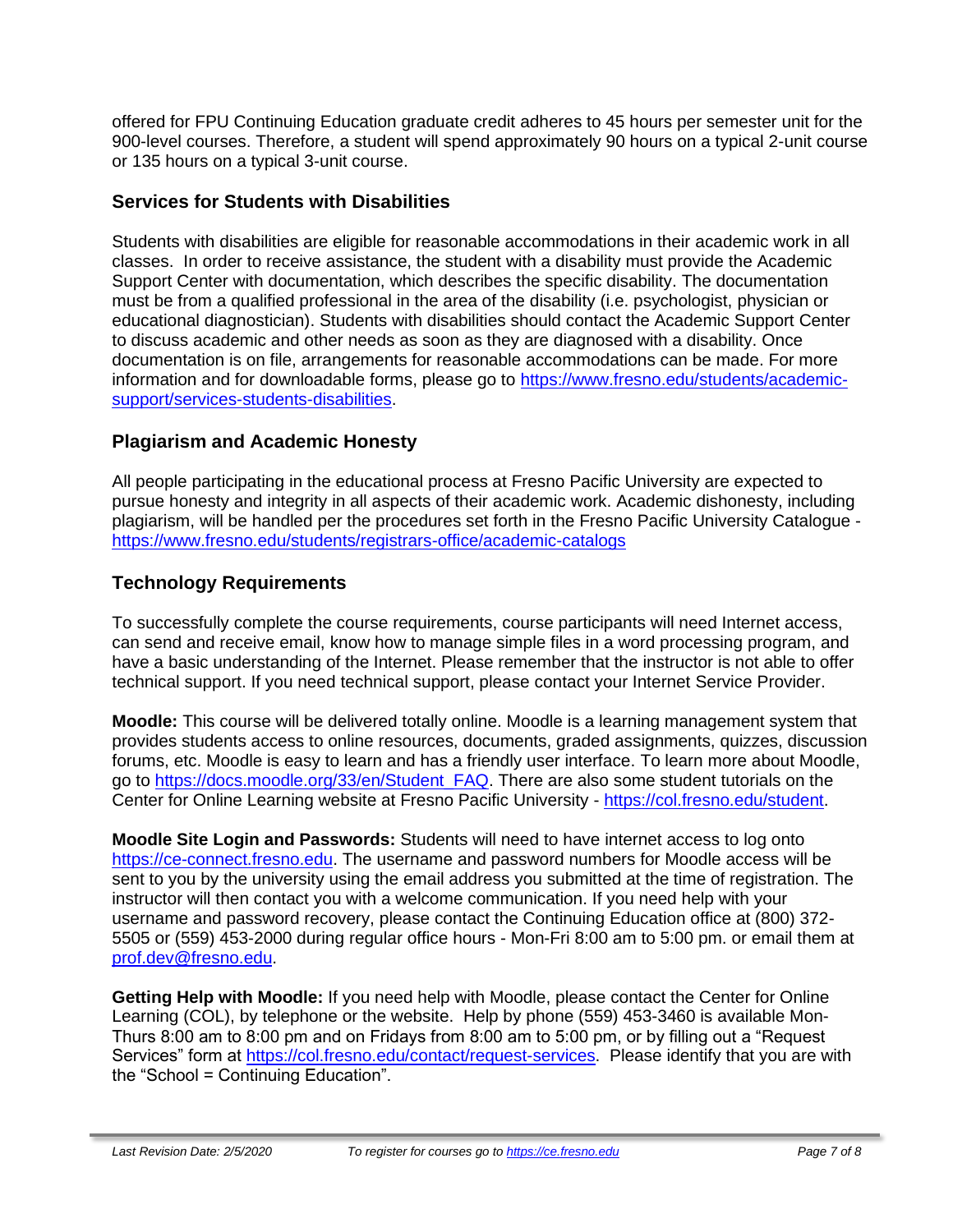offered for FPU Continuing Education graduate credit adheres to 45 hours per semester unit for the 900-level courses. Therefore, a student will spend approximately 90 hours on a typical 2-unit course or 135 hours on a typical 3-unit course.

## Services for Students with Disabilities

Students with disabilities are eligible for reasonable accommodations in their academic work in all classes. In order to receive assistance, the student with a disability must provide the Academic Support Center with documentation, which describes the specific disability. The documentation must be from a qualified professional in the area of the disability (i.e. psychologist, physician or educational diagnostician). Students with disabilities should contact the Academic Support Center to discuss academic and other needs as soon as they are diagnosed with a disability. Once documentation is on file, arrangements for reasonable accommodations can be made. For more information and for downloadable forms, please go to https://www.fresno.edu/students/academic-support/services-students-disabilities.

## Plagiarism and Academic Honesty

All people participating in the educational process at Fresno Pacific University are expected to pursue honesty and integrity in all aspects of their academic work. Academic dishonesty, including plagiarism, will be handled per the procedures set forth in the Fresno Pacific University Catalogue - https://www.fresno.edu/students/registrars-office/academic-catalogs

## Technology Requirements

To successfully complete the course requirements, course participants will need Internet access, can send and receive email, know how to manage simple files in a word processing program, and have a basic understanding of the Internet. Please remember that the instructor is not able to offer technical support. If you need technical support, please contact your Internet Service Provider.

**Moodle:** This course will be delivered totally online. Moodle is a learning management system that provides students access to online resources, documents, graded assignments, quizzes, discussion forums, etc. Moodle is easy to learn and has a friendly user interface. To learn more about Moodle, go to https://docs.moodle.org/33/en/Student_FAQ. There are also some student tutorials on the Center for Online Learning website at Fresno Pacific University - https://col.fresno.edu/student.

**Moodle Site Login and Passwords:** Students will need to have internet access to log onto https://ce-connect.fresno.edu. The username and password numbers for Moodle access will be sent to you by the university using the email address you submitted at the time of registration. The instructor will then contact you with a welcome communication. If you need help with your username and password recovery, please contact the Continuing Education office at (800) 372-5505 or (559) 453-2000 during regular office hours - Mon-Fri 8:00 am to 5:00 pm. or email them at prof.dev@fresno.edu.

**Getting Help with Moodle:** If you need help with Moodle, please contact the Center for Online Learning (COL), by telephone or the website. Help by phone (559) 453-3460 is available Mon-Thurs 8:00 am to 8:00 pm and on Fridays from 8:00 am to 5:00 pm, or by filling out a "Request Services" form at https://col.fresno.edu/contact/request-services. Please identify that you are with the "School = Continuing Education".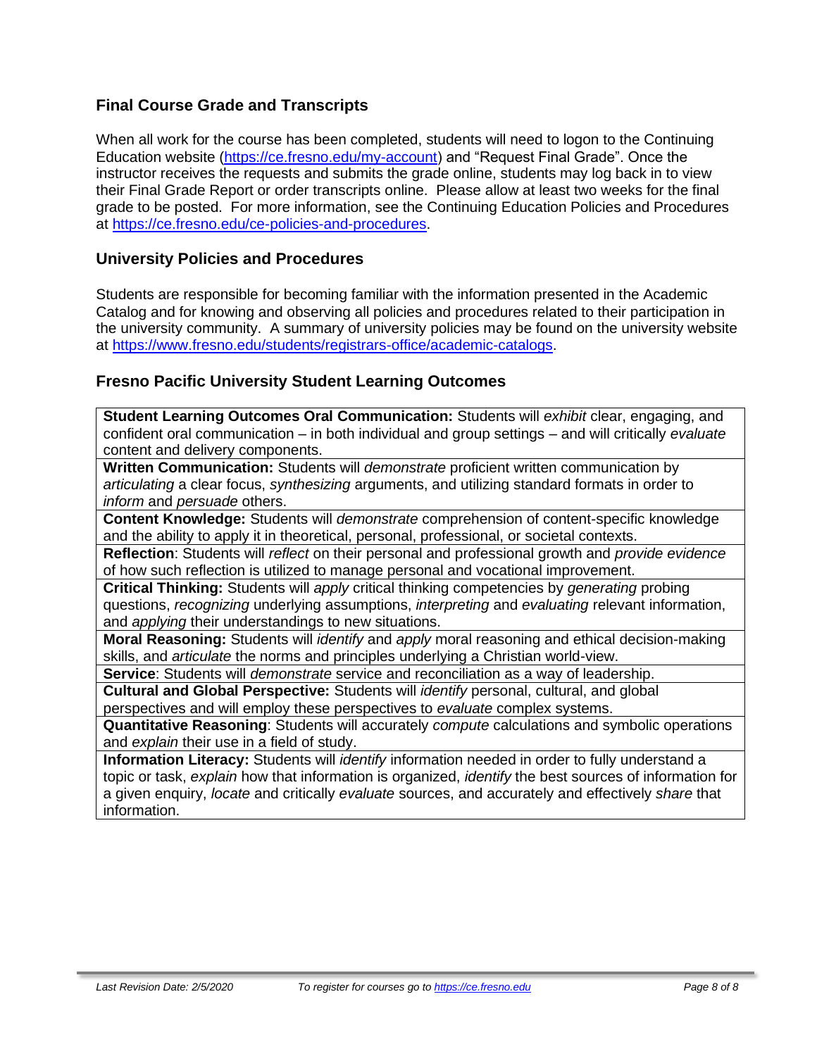## Final Course Grade and Transcripts

When all work for the course has been completed, students will need to logon to the Continuing Education website (https://ce.fresno.edu/my-account) and "Request Final Grade". Once the instructor receives the requests and submits the grade online, students may log back in to view their Final Grade Report or order transcripts online. Please allow at least two weeks for the final grade to be posted. For more information, see the Continuing Education Policies and Procedures at https://ce.fresno.edu/ce-policies-and-procedures.

## University Policies and Procedures

Students are responsible for becoming familiar with the information presented in the Academic Catalog and for knowing and observing all policies and procedures related to their participation in the university community. A summary of university policies may be found on the university website at https://www.fresno.edu/students/registrars-office/academic-catalogs.

## Fresno Pacific University Student Learning Outcomes

| |
|---|
| **Student Learning Outcomes Oral Communication:** Students will *exhibit* clear, engaging, and confident oral communication – in both individual and group settings – and will critically *evaluate* content and delivery components. |
| **Written Communication:** Students will *demonstrate* proficient written communication by *articulating* a clear focus, *synthesizing* arguments, and utilizing standard formats in order to *inform* and *persuade* others. |
| **Content Knowledge:** Students will *demonstrate* comprehension of content-specific knowledge and the ability to apply it in theoretical, personal, professional, or societal contexts. |
| **Reflection**: Students will *reflect* on their personal and professional growth and *provide evidence* of how such reflection is utilized to manage personal and vocational improvement. |
| **Critical Thinking:** Students will *apply* critical thinking competencies by *generating* probing questions, *recognizing* underlying assumptions, *interpreting* and *evaluating* relevant information, and *applying* their understandings to new situations. |
| **Moral Reasoning:** Students will *identify* and *apply* moral reasoning and ethical decision-making skills, and *articulate* the norms and principles underlying a Christian world-view. |
| **Service**: Students will *demonstrate* service and reconciliation as a way of leadership. |
| **Cultural and Global Perspective:** Students will *identify* personal, cultural, and global perspectives and will employ these perspectives to *evaluate* complex systems. |
| **Quantitative Reasoning**: Students will accurately *compute* calculations and symbolic operations and *explain* their use in a field of study. |
| **Information Literacy:** Students will *identify* information needed in order to fully understand a topic or task, *explain* how that information is organized, *identify* the best sources of information for a given enquiry, *locate* and critically *evaluate* sources, and accurately and effectively *share* that information. |